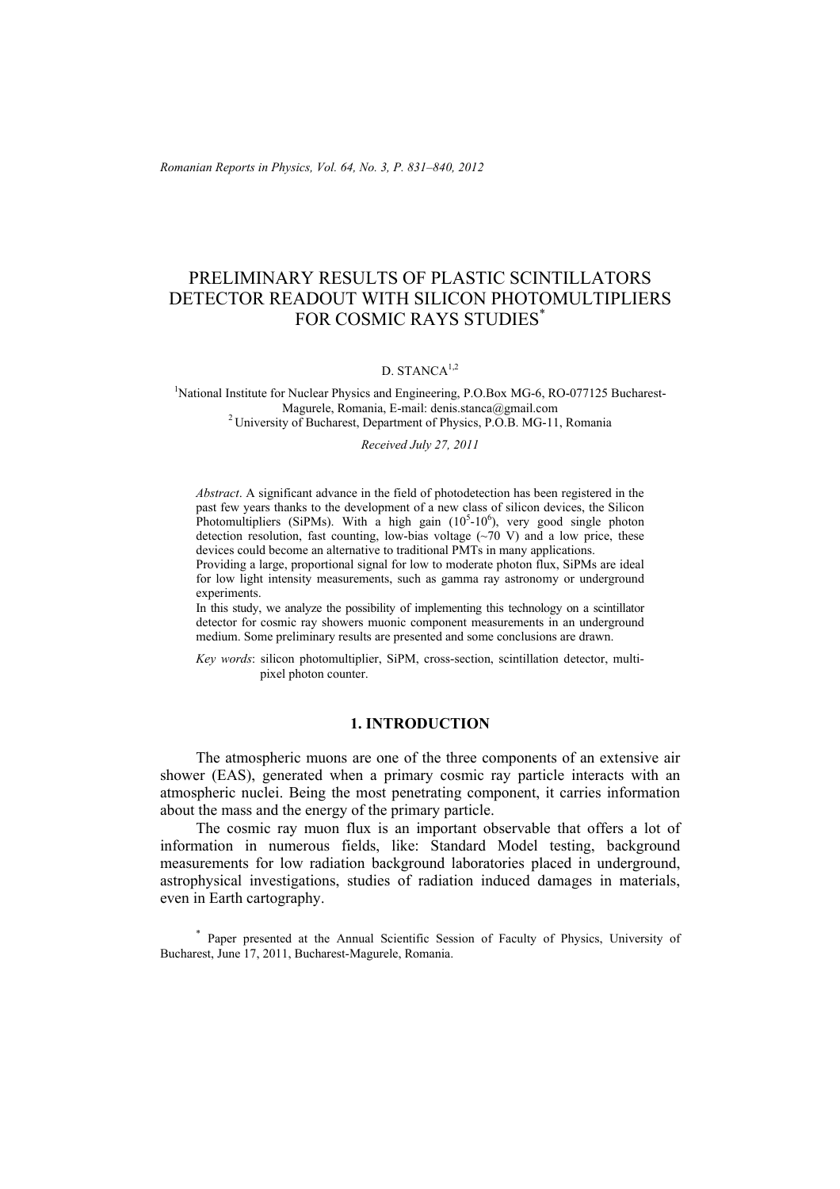# PRELIMINARY RESULTS OF PLASTIC SCINTILLATORS DETECTOR READOUT WITH SILICON PHOTOMULTIPLIERS FOR COSMIC RAYS STUDIES*

D. STANCA[1,2]

[1]National Institute for Nuclear Physics and Engineering, P.O.Box MG-6, RO-077125 Bucharest-Magurele, Romania, E-mail: denis.stanca@gmail.com
[2]University of Bucharest, Department of Physics, P.O.B. MG-11, Romania

*Received July 27, 2011*

*Abstract*. A significant advance in the field of photodetection has been registered in the past few years thanks to the development of a new class of silicon devices, the Silicon Photomultipliers (SiPMs). With a high gain ($10^5$-$10^6$), very good single photon detection resolution, fast counting, low-bias voltage (~70 V) and a low price, these devices could become an alternative to traditional PMTs in many applications.
Providing a large, proportional signal for low to moderate photon flux, SiPMs are ideal for low light intensity measurements, such as gamma ray astronomy or underground experiments.
In this study, we analyze the possibility of implementing this technology on a scintillator detector for cosmic ray showers muonic component measurements in an underground medium. Some preliminary results are presented and some conclusions are drawn.

*Key words*: silicon photomultiplier, SiPM, cross-section, scintillation detector, multi-pixel photon counter.

## 1. INTRODUCTION

The atmospheric muons are one of the three components of an extensive air shower (EAS), generated when a primary cosmic ray particle interacts with an atmospheric nuclei. Being the most penetrating component, it carries information about the mass and the energy of the primary particle.

The cosmic ray muon flux is an important observable that offers a lot of information in numerous fields, like: Standard Model testing, background measurements for low radiation background laboratories placed in underground, astrophysical investigations, studies of radiation induced damages in materials, even in Earth cartography.

* Paper presented at the Annual Scientific Session of Faculty of Physics, University of Bucharest, June 17, 2011, Bucharest-Magurele, Romania.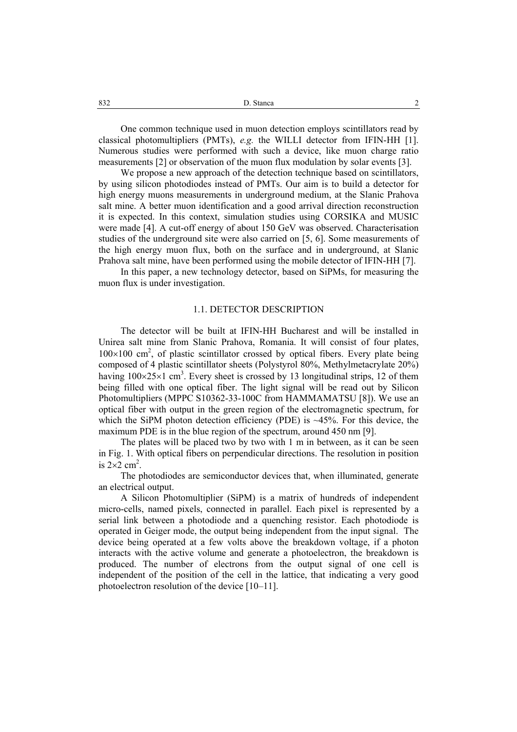One common technique used in muon detection employs scintillators read by classical photomultipliers (PMTs), *e.g.* the WILLI detector from IFIN-HH [1]. Numerous studies were performed with such a device, like muon charge ratio measurements [2] or observation of the muon flux modulation by solar events [3].

We propose a new approach of the detection technique based on scintillators, by using silicon photodiodes instead of PMTs. Our aim is to build a detector for high energy muons measurements in underground medium, at the Slanic Prahova salt mine. A better muon identification and a good arrival direction reconstruction it is expected. In this context, simulation studies using CORSIKA and MUSIC were made [4]. A cut-off energy of about 150 GeV was observed. Characterisation studies of the underground site were also carried on [5, 6]. Some measurements of the high energy muon flux, both on the surface and in underground, at Slanic Prahova salt mine, have been performed using the mobile detector of IFIN-HH [7].

In this paper, a new technology detector, based on SiPMs, for measuring the muon flux is under investigation.

### 1.1. DETECTOR DESCRIPTION

The detector will be built at IFIN-HH Bucharest and will be installed in Unirea salt mine from Slanic Prahova, Romania. It will consist of four plates, $100\times100$ cm$^2$, of plastic scintillator crossed by optical fibers. Every plate being composed of 4 plastic scintillator sheets (Polystyrol 80%, Methylmetacrylate 20%) having $100\times25\times1$ cm$^3$. Every sheet is crossed by 13 longitudinal strips, 12 of them being filled with one optical fiber. The light signal will be read out by Silicon Photomultipliers (MPPC S10362-33-100C from HAMMAMATSU [8]). We use an optical fiber with output in the green region of the electromagnetic spectrum, for which the SiPM photon detection efficiency (PDE) is ~45%. For this device, the maximum PDE is in the blue region of the spectrum, around 450 nm [9].

The plates will be placed two by two with 1 m in between, as it can be seen in Fig. 1. With optical fibers on perpendicular directions. The resolution in position is $2\times2$ cm$^2$.

The photodiodes are semiconductor devices that, when illuminated, generate an electrical output.

A Silicon Photomultiplier (SiPM) is a matrix of hundreds of independent micro-cells, named pixels, connected in parallel. Each pixel is represented by a serial link between a photodiode and a quenching resistor. Each photodiode is operated in Geiger mode, the output being independent from the input signal. The device being operated at a few volts above the breakdown voltage, if a photon interacts with the active volume and generate a photoelectron, the breakdown is produced. The number of electrons from the output signal of one cell is independent of the position of the cell in the lattice, that indicating a very good photoelectron resolution of the device [10–11].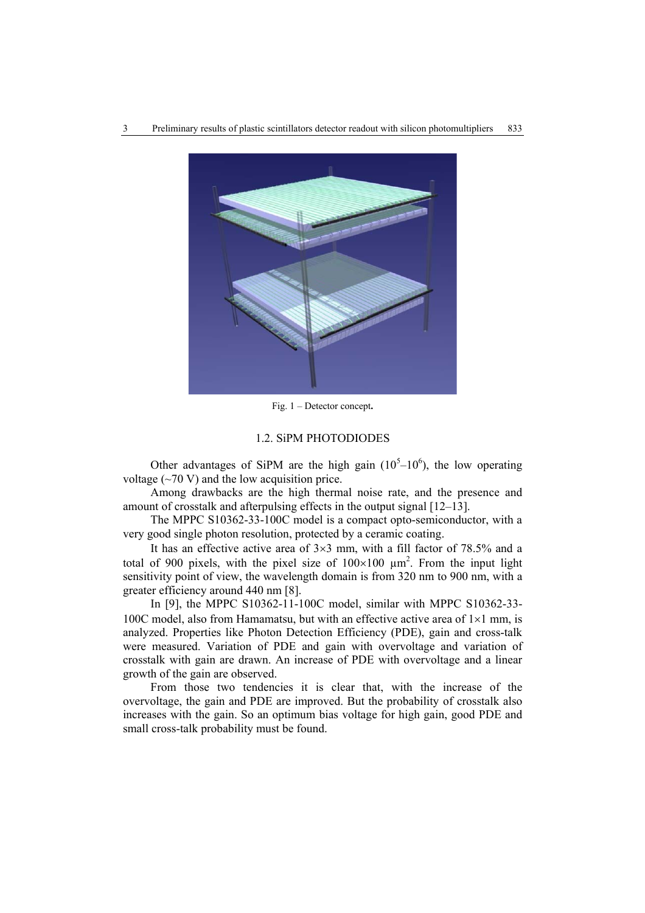Fig. 1 – Detector concept.

### 1.2. SiPM PHOTODIODES

Other advantages of SiPM are the high gain ($10^5$–$10^6$), the low operating voltage (~70 V) and the low acquisition price.

Among drawbacks are the high thermal noise rate, and the presence and amount of crosstalk and afterpulsing effects in the output signal [12–13].

The MPPC S10362-33-100C model is a compact opto-semiconductor, with a very good single photon resolution, protected by a ceramic coating.

It has an effective active area of 3×3 mm, with a fill factor of 78.5% and a total of 900 pixels, with the pixel size of 100×100 μm$^2$. From the input light sensitivity point of view, the wavelength domain is from 320 nm to 900 nm, with a greater efficiency around 440 nm [8].

In [9], the MPPC S10362-11-100C model, similar with MPPC S10362-33-100C model, also from Hamamatsu, but with an effective active area of 1×1 mm, is analyzed. Properties like Photon Detection Efficiency (PDE), gain and cross-talk were measured. Variation of PDE and gain with overvoltage and variation of crosstalk with gain are drawn. An increase of PDE with overvoltage and a linear growth of the gain are observed.

From those two tendencies it is clear that, with the increase of the overvoltage, the gain and PDE are improved. But the probability of crosstalk also increases with the gain. So an optimum bias voltage for high gain, good PDE and small cross-talk probability must be found.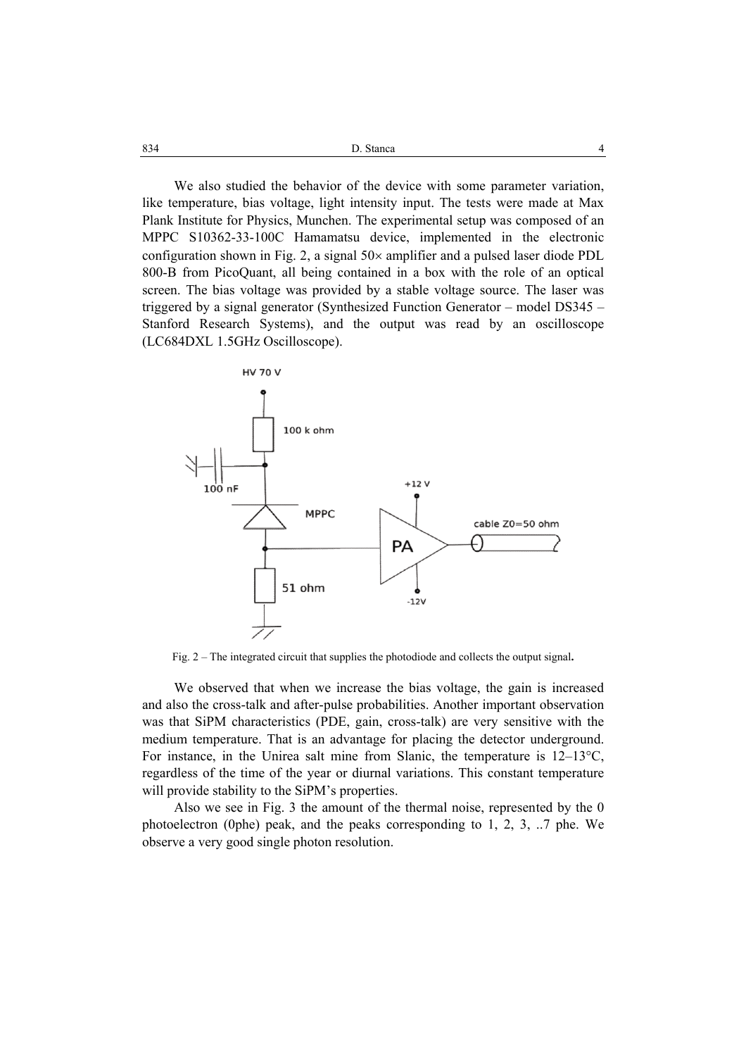We also studied the behavior of the device with some parameter variation, like temperature, bias voltage, light intensity input. The tests were made at Max Plank Institute for Physics, Munchen. The experimental setup was composed of an MPPC S10362-33-100C Hamamatsu device, implemented in the electronic configuration shown in Fig. 2, a signal 50× amplifier and a pulsed laser diode PDL 800-B from PicoQuant, all being contained in a box with the role of an optical screen. The bias voltage was provided by a stable voltage source. The laser was triggered by a signal generator (Synthesized Function Generator – model DS345 – Stanford Research Systems), and the output was read by an oscilloscope (LC684DXL 1.5GHz Oscilloscope).

HV 70 V

100 k ohm

100 nF

MPPC

+12 V

PA

cable Z0=50 ohm

51 ohm

-12V

Fig. 2 – The integrated circuit that supplies the photodiode and collects the output signal.

We observed that when we increase the bias voltage, the gain is increased and also the cross-talk and after-pulse probabilities. Another important observation was that SiPM characteristics (PDE, gain, cross-talk) are very sensitive with the medium temperature. That is an advantage for placing the detector underground. For instance, in the Unirea salt mine from Slanic, the temperature is 12–13°C, regardless of the time of the year or diurnal variations. This constant temperature will provide stability to the SiPM's properties.

Also we see in Fig. 3 the amount of the thermal noise, represented by the 0 photoelectron (0phe) peak, and the peaks corresponding to 1, 2, 3, ..7 phe. We observe a very good single photon resolution.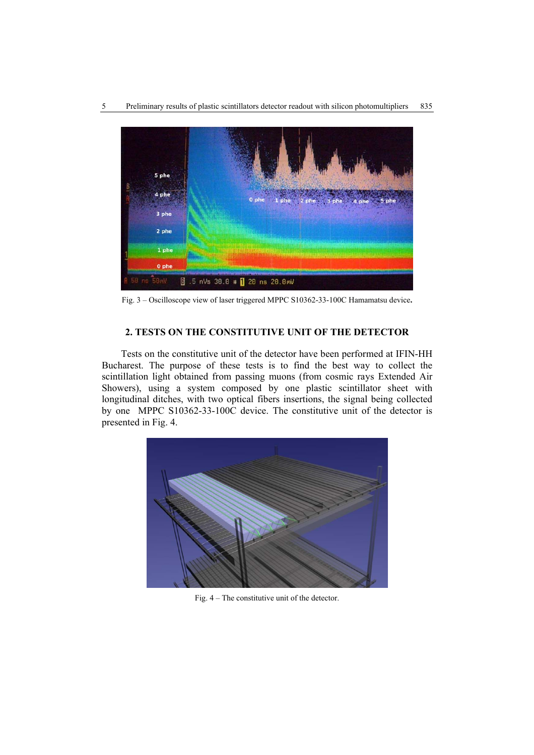Fig. 3 – Oscilloscope view of laser triggered MPPC S10362-33-100C Hamamatsu device.

## 2. TESTS ON THE CONSTITUTIVE UNIT OF THE DETECTOR

Tests on the constitutive unit of the detector have been performed at IFIN-HH Bucharest. The purpose of these tests is to find the best way to collect the scintillation light obtained from passing muons (from cosmic rays Extended Air Showers), using a system composed by one plastic scintillator sheet with longitudinal ditches, with two optical fibers insertions, the signal being collected by one MPPC S10362-33-100C device. The constitutive unit of the detector is presented in Fig. 4.

Fig. 4 – The constitutive unit of the detector.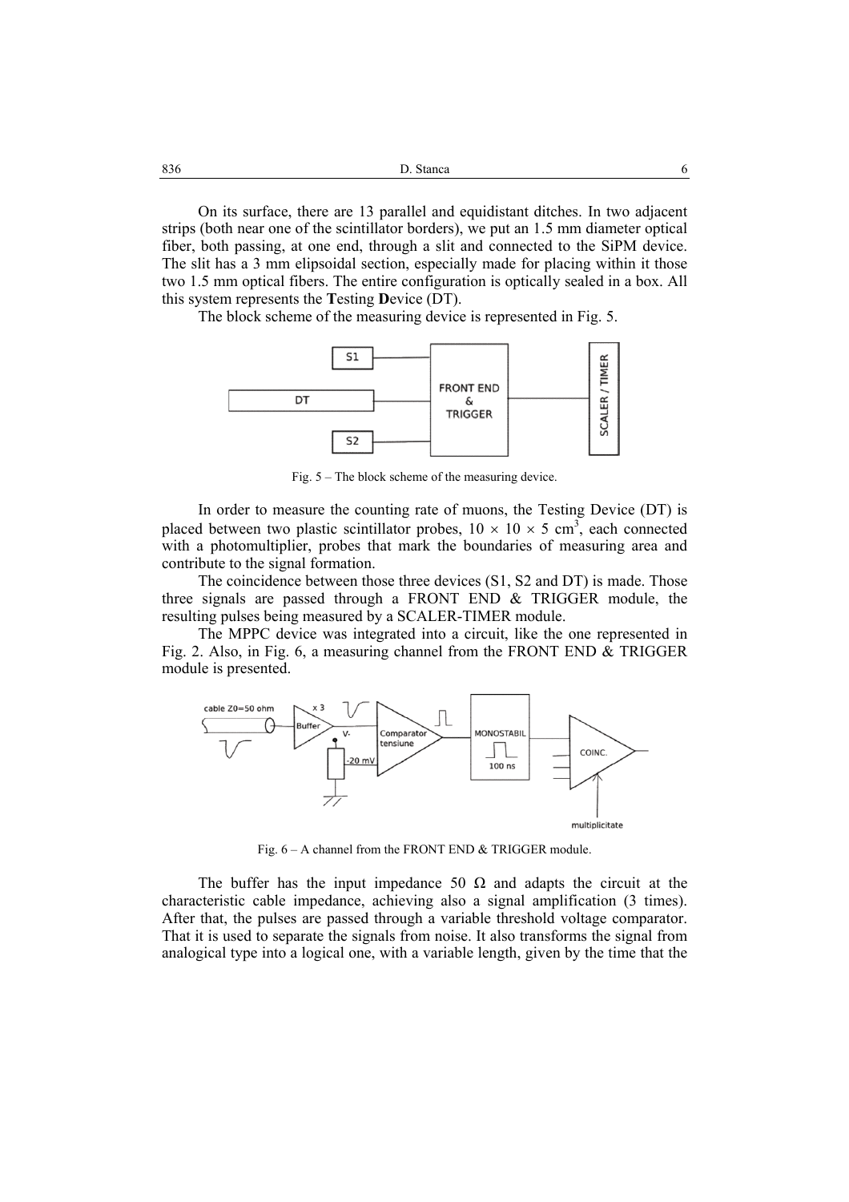On its surface, there are 13 parallel and equidistant ditches. In two adjacent strips (both near one of the scintillator borders), we put an 1.5 mm diameter optical fiber, both passing, at one end, through a slit and connected to the SiPM device. The slit has a 3 mm elipsoidal section, especially made for placing within it those two 1.5 mm optical fibers. The entire configuration is optically sealed in a box. All this system represents the **T**esting **D**evice (DT).

The block scheme of the measuring device is represented in Fig. 5.

S1

DT

S2

FRONT END & TRIGGER

SCALER / TIMER

Fig. 5 – The block scheme of the measuring device.

In order to measure the counting rate of muons, the Testing Device (DT) is placed between two plastic scintillator probes, $10 \times 10 \times 5$ cm$^3$, each connected with a photomultiplier, probes that mark the boundaries of measuring area and contribute to the signal formation.

The coincidence between those three devices (S1, S2 and DT) is made. Those three signals are passed through a FRONT END & TRIGGER module, the resulting pulses being measured by a SCALER-TIMER module.

The MPPC device was integrated into a circuit, like the one represented in Fig. 2. Also, in Fig. 6, a measuring channel from the FRONT END & TRIGGER module is presented.

cable Z0=50 ohm

x 3

Buffer

V-

-20 mV

Comparator tensiune

MONOSTABIL

100 ns

COINC.

multiplicitate

Fig. 6 – A channel from the FRONT END & TRIGGER module.

The buffer has the input impedance 50 Ω and adapts the circuit at the characteristic cable impedance, achieving also a signal amplification (3 times). After that, the pulses are passed through a variable threshold voltage comparator. That it is used to separate the signals from noise. It also transforms the signal from analogical type into a logical one, with a variable length, given by the time that the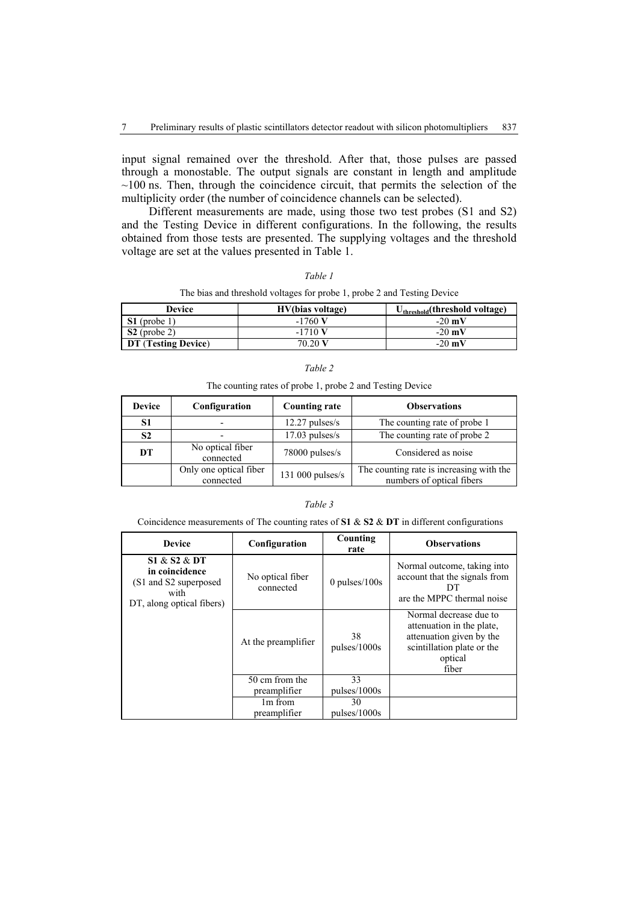input signal remained over the threshold. After that, those pulses are passed through a monostable. The output signals are constant in length and amplitude ~100 ns. Then, through the coincidence circuit, that permits the selection of the multiplicity order (the number of coincidence channels can be selected).

Different measurements are made, using those two test probes (S1 and S2) and the Testing Device in different configurations. In the following, the results obtained from those tests are presented. The supplying voltages and the threshold voltage are set at the values presented in Table 1.

*Table 1*

The bias and threshold voltages for probe 1, probe 2 and Testing Device

| Device | HV(bias voltage) | $U_{threshold}$(threshold voltage) |
|---|---|---|
| **S1** (probe 1) | -1760 **V** | -20 **mV** |
| **S2** (probe 2) | -1710 **V** | -20 **mV** |
| **DT** (**Testing Device**) | 70.20 **V** | -20 **mV** |

*Table 2*

The counting rates of probe 1, probe 2 and Testing Device

| Device | Configuration | Counting rate | Observations |
|---|---|---|---|
| **S1** | - | 12.27 pulses/s | The counting rate of probe 1 |
| **S2** | - | 17.03 pulses/s | The counting rate of probe 2 |
| **DT** | No optical fiber connected | 78000 pulses/s | Considered as noise |
| | Only one optical fiber connected | 131 000 pulses/s | The counting rate is increasing with the numbers of optical fibers |

*Table 3*

Coincidence measurements of The counting rates of **S1** & **S2** & **DT** in different configurations

| Device | Configuration | Counting rate | Observations |
|---|---|---|---|
| **S1 & S2 & DT in coincidence** (S1 and S2 superposed with DT, along optical fibers) | No optical fiber connected | 0 pulses/100s | Normal outcome, taking into account that the signals from DT are the MPPC thermal noise |
| | At the preamplifier | 38 pulses/1000s | Normal decrease due to attenuation in the plate, attenuation given by the scintillation plate or the optical fiber |
| | 50 cm from the preamplifier | 33 pulses/1000s | |
| | 1m from preamplifier | 30 pulses/1000s | |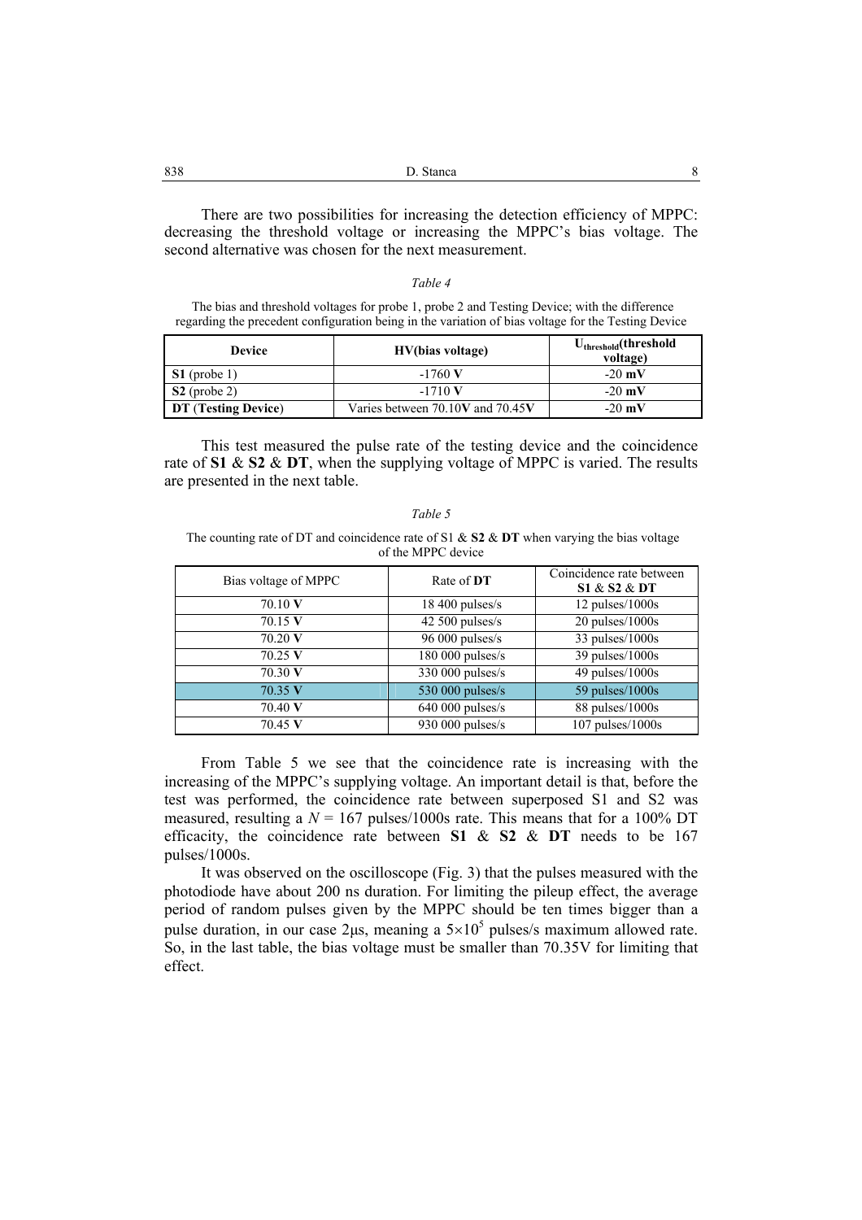There are two possibilities for increasing the detection efficiency of MPPC: decreasing the threshold voltage or increasing the MPPC's bias voltage. The second alternative was chosen for the next measurement.

*Table 4*

The bias and threshold voltages for probe 1, probe 2 and Testing Device; with the difference regarding the precedent configuration being in the variation of bias voltage for the Testing Device

| Device | HV(bias voltage) | $U_{threshold}$(threshold voltage) |
|---|---|---|
| **S1** (probe 1) | -1760 **V** | -20 **mV** |
| **S2** (probe 2) | -1710 **V** | -20 **mV** |
| **DT** (**Testing Device**) | Varies between 70.10**V** and 70.45**V** | -20 **mV** |

This test measured the pulse rate of the testing device and the coincidence rate of **S1** & **S2** & **DT**, when the supplying voltage of MPPC is varied. The results are presented in the next table.

*Table 5*

The counting rate of DT and coincidence rate of S1 & **S2** & **DT** when varying the bias voltage of the MPPC device

| Bias voltage of MPPC | Rate of **DT** | Coincidence rate between **S1** & **S2** & **DT** |
|---|---|---|
| 70.10 **V** | 18 400 pulses/s | 12 pulses/1000s |
| 70.15 **V** | 42 500 pulses/s | 20 pulses/1000s |
| 70.20 **V** | 96 000 pulses/s | 33 pulses/1000s |
| 70.25 **V** | 180 000 pulses/s | 39 pulses/1000s |
| 70.30 **V** | 330 000 pulses/s | 49 pulses/1000s |
| 70.35 **V** | 530 000 pulses/s | 59 pulses/1000s |
| 70.40 **V** | 640 000 pulses/s | 88 pulses/1000s |
| 70.45 **V** | 930 000 pulses/s | 107 pulses/1000s |

From Table 5 we see that the coincidence rate is increasing with the increasing of the MPPC's supplying voltage. An important detail is that, before the test was performed, the coincidence rate between superposed S1 and S2 was measured, resulting a $N = 167$ pulses/1000s rate. This means that for a 100% DT efficacity, the coincidence rate between **S1** & **S2** & **DT** needs to be 167 pulses/1000s.

It was observed on the oscilloscope (Fig. 3) that the pulses measured with the photodiode have about 200 ns duration. For limiting the pileup effect, the average period of random pulses given by the MPPC should be ten times bigger than a pulse duration, in our case 2μs, meaning a $5 \times 10^5$ pulses/s maximum allowed rate. So, in the last table, the bias voltage must be smaller than 70.35V for limiting that effect.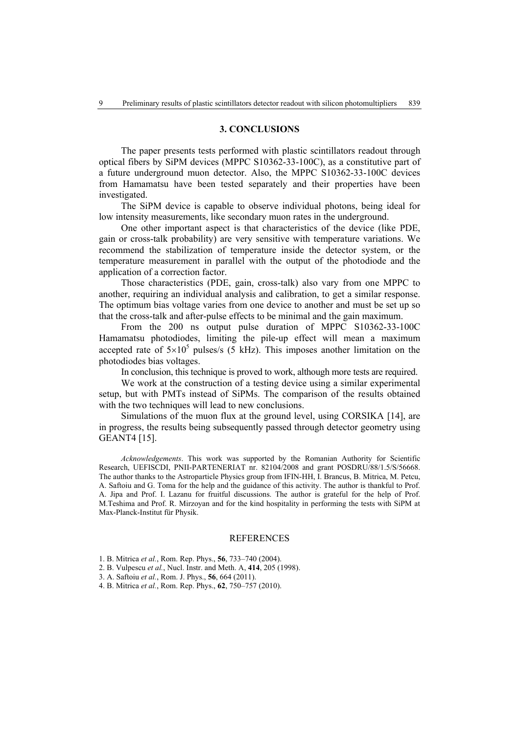## 3. CONCLUSIONS

The paper presents tests performed with plastic scintillators readout through optical fibers by SiPM devices (MPPC S10362-33-100C), as a constitutive part of a future underground muon detector. Also, the MPPC S10362-33-100C devices from Hamamatsu have been tested separately and their properties have been investigated.

The SiPM device is capable to observe individual photons, being ideal for low intensity measurements, like secondary muon rates in the underground.

One other important aspect is that characteristics of the device (like PDE, gain or cross-talk probability) are very sensitive with temperature variations. We recommend the stabilization of temperature inside the detector system, or the temperature measurement in parallel with the output of the photodiode and the application of a correction factor.

Those characteristics (PDE, gain, cross-talk) also vary from one MPPC to another, requiring an individual analysis and calibration, to get a similar response. The optimum bias voltage varies from one device to another and must be set up so that the cross-talk and after-pulse effects to be minimal and the gain maximum.

From the 200 ns output pulse duration of MPPC S10362-33-100C Hamamatsu photodiodes, limiting the pile-up effect will mean a maximum accepted rate of $5\times10^5$ pulses/s (5 kHz). This imposes another limitation on the photodiodes bias voltages.

In conclusion, this technique is proved to work, although more tests are required.

We work at the construction of a testing device using a similar experimental setup, but with PMTs instead of SiPMs. The comparison of the results obtained with the two techniques will lead to new conclusions.

Simulations of the muon flux at the ground level, using CORSIKA [14], are in progress, the results being subsequently passed through detector geometry using GEANT4 [15].

*Acknowledgements*. This work was supported by the Romanian Authority for Scientific Research, UEFISCDI, PNII-PARTENERIAT nr. 82104/2008 and grant POSDRU/88/1.5/S/56668. The author thanks to the Astroparticle Physics group from IFIN-HH, I. Brancus, B. Mitrica, M. Petcu, A. Saftoiu and G. Toma for the help and the guidance of this activity. The author is thankful to Prof. A. Jipa and Prof. I. Lazanu for fruitful discussions. The author is grateful for the help of Prof. M.Teshima and Prof. R. Mirzoyan and for the kind hospitality in performing the tests with SiPM at Max-Planck-Institut für Physik.

## REFERENCES

1. B. Mitrica *et al.*, Rom. Rep. Phys., **56**, 733–740 (2004).
2. B. Vulpescu *et al.*, Nucl. Instr. and Meth. A, **414**, 205 (1998).
3. A. Saftoiu *et al.*, Rom. J. Phys., **56**, 664 (2011).
4. B. Mitrica *et al.*, Rom. Rep. Phys., **62**, 750–757 (2010).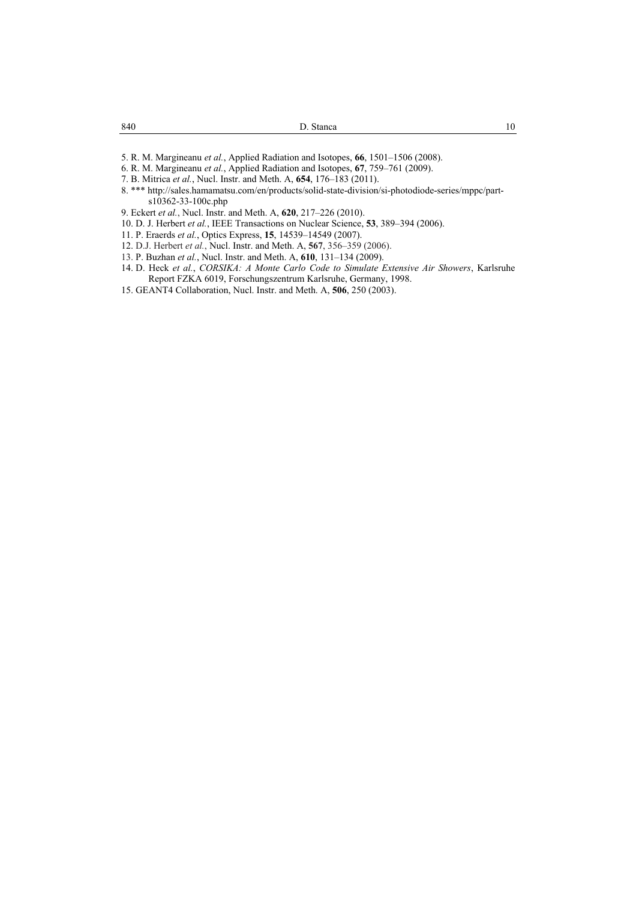5. R. M. Margineanu *et al.*, Applied Radiation and Isotopes, **66**, 1501–1506 (2008).
6. R. M. Margineanu *et al.*, Applied Radiation and Isotopes, **67**, 759–761 (2009).
7. B. Mitrica *et al.*, Nucl. Instr. and Meth. A, **654**, 176–183 (2011).
8. *** http://sales.hamamatsu.com/en/products/solid-state-division/si-photodiode-series/mppc/part-s10362-33-100c.php
9. Eckert *et al.*, Nucl. Instr. and Meth. A, **620**, 217–226 (2010).
10. D. J. Herbert *et al.*, IEEE Transactions on Nuclear Science, **53**, 389–394 (2006).
11. P. Eraerds *et al.*, Optics Express, **15**, 14539–14549 (2007).
12. D.J. Herbert *et al.*, Nucl. Instr. and Meth. A, **567**, 356–359 (2006).
13. P. Buzhan *et al.*, Nucl. Instr. and Meth. A, **610**, 131–134 (2009).
14. D. Heck *et al.*, *CORSIKA: A Monte Carlo Code to Simulate Extensive Air Showers*, Karlsruhe Report FZKA 6019, Forschungszentrum Karlsruhe, Germany, 1998.
15. GEANT4 Collaboration, Nucl. Instr. and Meth. A, **506**, 250 (2003).